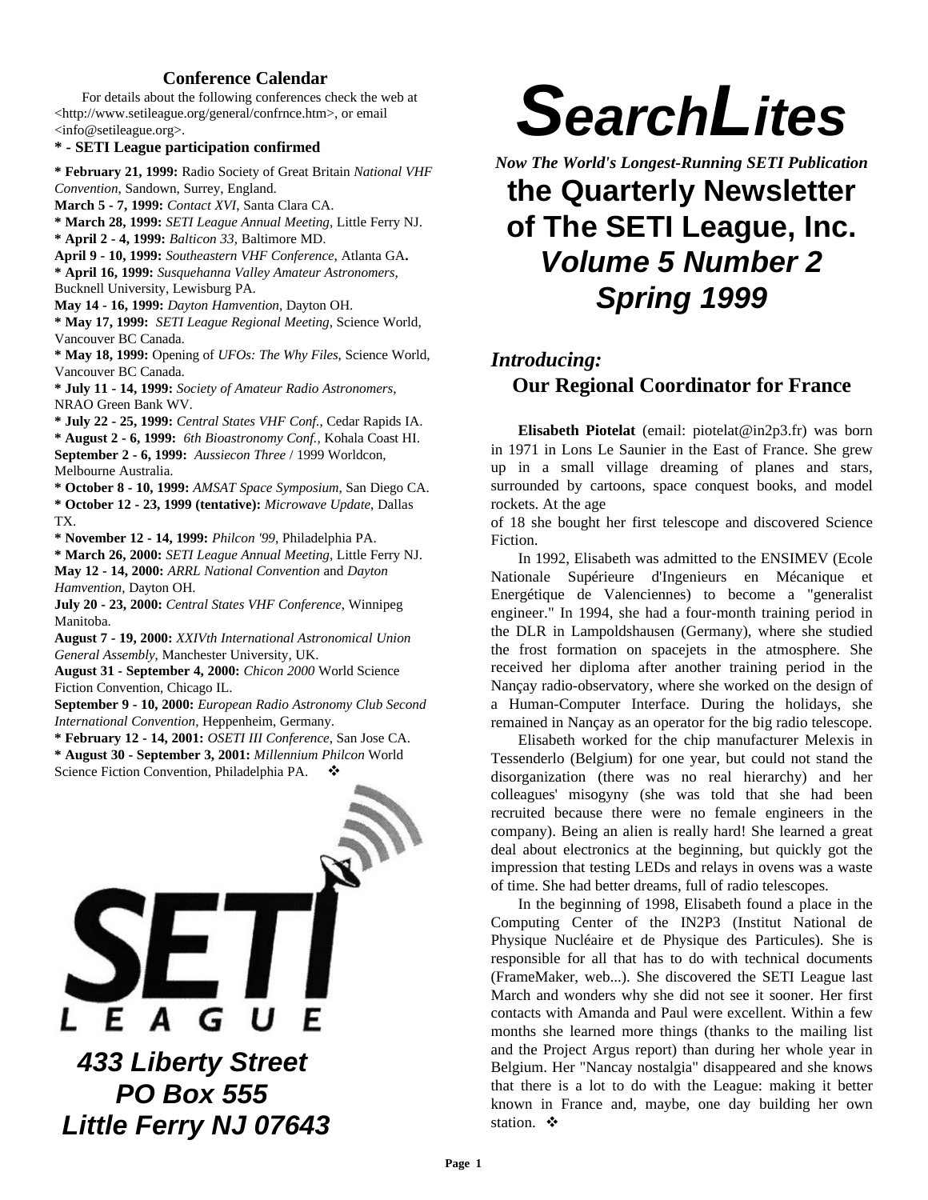# SearchLites

***Now The World's Longest-Running SETI Publication***

## the Quarterly Newsletter of The SETI League, Inc.

## *Volume 5 Number 2*

## *Spring 1999*

### Conference Calendar

For details about the following conferences check the web at <http://www.setileague.org/general/confrnce.htm>, or email <info@setileague.org>.

**\* - SETI League participation confirmed**

**\* February 21, 1999:** Radio Society of Great Britain *National VHF Convention*, Sandown, Surrey, England.
**March 5 - 7, 1999:** *Contact XVI*, Santa Clara CA.
**\* March 28, 1999:** *SETI League Annual Meeting*, Little Ferry NJ.
**\* April 2 - 4, 1999:** *Balticon 33*, Baltimore MD.
**April 9 - 10, 1999:** *Southeastern VHF Conference*, Atlanta GA**.**
**\* April 16, 1999:** *Susquehanna Valley Amateur Astronomers*, Bucknell University, Lewisburg PA.
**May 14 - 16, 1999:** *Dayton Hamvention*, Dayton OH.
**\* May 17, 1999:** *SETI League Regional Meeting*, Science World, Vancouver BC Canada.
**\* May 18, 1999:** Opening of *UFOs: The Why Files*, Science World, Vancouver BC Canada.
**\* July 11 - 14, 1999:** *Society of Amateur Radio Astronomers*, NRAO Green Bank WV.
**\* July 22 - 25, 1999:** *Central States VHF Conf.*, Cedar Rapids IA.
**\* August 2 - 6, 1999:** *6th Bioastronomy Conf.*, Kohala Coast HI.
**September 2 - 6, 1999:** *Aussiecon Three* / 1999 Worldcon, Melbourne Australia.
**\* October 8 - 10, 1999:** *AMSAT Space Symposium*, San Diego CA.
**\* October 12 - 23, 1999 (tentative):** *Microwave Update*, Dallas TX.
**\* November 12 - 14, 1999:** *Philcon '99*, Philadelphia PA.
**\* March 26, 2000:** *SETI League Annual Meeting*, Little Ferry NJ.
**May 12 - 14, 2000:** *ARRL National Convention* and *Dayton Hamvention*, Dayton OH.
**July 20 - 23, 2000:** *Central States VHF Conference*, Winnipeg Manitoba.
**August 7 - 19, 2000:** *XXIVth International Astronomical Union General Assembly*, Manchester University, UK.
**August 31 - September 4, 2000:** *Chicon 2000* World Science Fiction Convention, Chicago IL.
**September 9 - 10, 2000:** *European Radio Astronomy Club Second International Convention*, Heppenheim, Germany.
**\* February 12 - 14, 2001:** *OSETI III Conference*, San Jose CA.
**\* August 30 - September 3, 2001:** *Millennium Philcon* World Science Fiction Convention, Philadelphia PA. ❖

SETI LEAGUE

***433 Liberty Street***
***PO Box 555***
***Little Ferry NJ 07643***

### *Introducing:*
### Our Regional Coordinator for France

**Elisabeth Piotelat** (email: piotelat@in2p3.fr) was born in 1971 in Lons Le Saunier in the East of France. She grew up in a small village dreaming of planes and stars, surrounded by cartoons, space conquest books, and model rockets. At the age of 18 she bought her first telescope and discovered Science Fiction.

In 1992, Elisabeth was admitted to the ENSIMEV (Ecole Nationale Supérieure d'Ingenieurs en Mécanique et Energétique de Valenciennes) to become a "generalist engineer." In 1994, she had a four-month training period in the DLR in Lampoldshausen (Germany), where she studied the frost formation on spacejets in the atmosphere. She received her diploma after another training period in the Nançay radio-observatory, where she worked on the design of a Human-Computer Interface. During the holidays, she remained in Nançay as an operator for the big radio telescope.

Elisabeth worked for the chip manufacturer Melexis in Tessenderlo (Belgium) for one year, but could not stand the disorganization (there was no real hierarchy) and her colleagues' misogyny (she was told that she had been recruited because there were no female engineers in the company). Being an alien is really hard! She learned a great deal about electronics at the beginning, but quickly got the impression that testing LEDs and relays in ovens was a waste of time. She had better dreams, full of radio telescopes.

In the beginning of 1998, Elisabeth found a place in the Computing Center of the IN2P3 (Institut National de Physique Nucléaire et de Physique des Particules). She is responsible for all that has to do with technical documents (FrameMaker, web...). She discovered the SETI League last March and wonders why she did not see it sooner. Her first contacts with Amanda and Paul were excellent. Within a few months she learned more things (thanks to the mailing list and the Project Argus report) than during her whole year in Belgium. Her "Nancay nostalgia" disappeared and she knows that there is a lot to do with the League: making it better known in France and, maybe, one day building her own station. ❖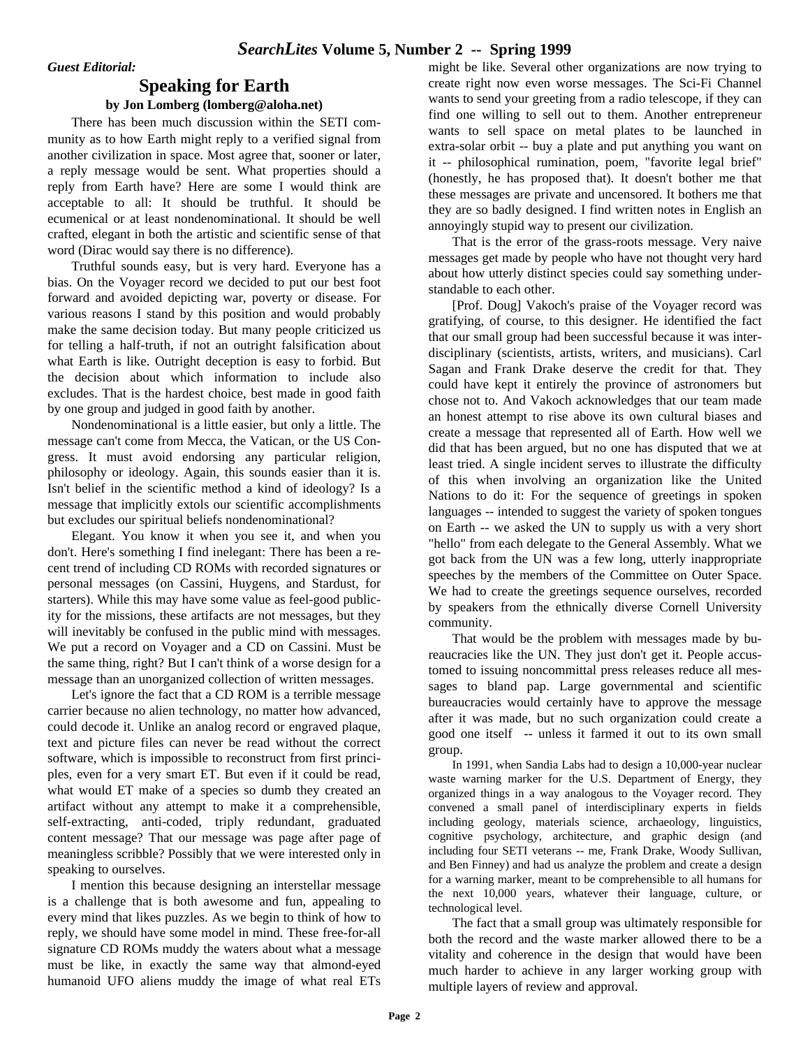*Guest Editorial:*

## Speaking for Earth

**by Jon Lomberg (lomberg@aloha.net)**

There has been much discussion within the SETI community as to how Earth might reply to a verified signal from another civilization in space. Most agree that, sooner or later, a reply message would be sent. What properties should a reply from Earth have? Here are some I would think are acceptable to all: It should be truthful. It should be ecumenical or at least nondenominational. It should be well crafted, elegant in both the artistic and scientific sense of that word (Dirac would say there is no difference).

Truthful sounds easy, but is very hard. Everyone has a bias. On the Voyager record we decided to put our best foot forward and avoided depicting war, poverty or disease. For various reasons I stand by this position and would probably make the same decision today. But many people criticized us for telling a half-truth, if not an outright falsification about what Earth is like. Outright deception is easy to forbid. But the decision about which information to include also excludes. That is the hardest choice, best made in good faith by one group and judged in good faith by another.

Nondenominational is a little easier, but only a little. The message can't come from Mecca, the Vatican, or the US Congress. It must avoid endorsing any particular religion, philosophy or ideology. Again, this sounds easier than it is. Isn't belief in the scientific method a kind of ideology? Is a message that implicitly extols our scientific accomplishments but excludes our spiritual beliefs nondenominational?

Elegant. You know it when you see it, and when you don't. Here's something I find inelegant: There has been a recent trend of including CD ROMs with recorded signatures or personal messages (on Cassini, Huygens, and Stardust, for starters). While this may have some value as feel-good publicity for the missions, these artifacts are not messages, but they will inevitably be confused in the public mind with messages. We put a record on Voyager and a CD on Cassini. Must be the same thing, right? But I can't think of a worse design for a message than an unorganized collection of written messages.

Let's ignore the fact that a CD ROM is a terrible message carrier because no alien technology, no matter how advanced, could decode it. Unlike an analog record or engraved plaque, text and picture files can never be read without the correct software, which is impossible to reconstruct from first principles, even for a very smart ET. But even if it could be read, what would ET make of a species so dumb they created an artifact without any attempt to make it a comprehensible, self-extracting, anti-coded, triply redundant, graduated content message? That our message was page after page of meaningless scribble? Possibly that we were interested only in speaking to ourselves.

I mention this because designing an interstellar message is a challenge that is both awesome and fun, appealing to every mind that likes puzzles. As we begin to think of how to reply, we should have some model in mind. These free-for-all signature CD ROMs muddy the waters about what a message must be like, in exactly the same way that almond-eyed humanoid UFO aliens muddy the image of what real ETs might be like. Several other organizations are now trying to create right now even worse messages. The Sci-Fi Channel wants to send your greeting from a radio telescope, if they can find one willing to sell out to them. Another entrepreneur wants to sell space on metal plates to be launched in extra-solar orbit -- buy a plate and put anything you want on it -- philosophical rumination, poem, "favorite legal brief" (honestly, he has proposed that). It doesn't bother me that these messages are private and uncensored. It bothers me that they are so badly designed. I find written notes in English an annoyingly stupid way to present our civilization.

That is the error of the grass-roots message. Very naive messages get made by people who have not thought very hard about how utterly distinct species could say something understandable to each other.

[Prof. Doug] Vakoch's praise of the Voyager record was gratifying, of course, to this designer. He identified the fact that our small group had been successful because it was interdisciplinary (scientists, artists, writers, and musicians). Carl Sagan and Frank Drake deserve the credit for that. They could have kept it entirely the province of astronomers but chose not to. And Vakoch acknowledges that our team made an honest attempt to rise above its own cultural biases and create a message that represented all of Earth. How well we did that has been argued, but no one has disputed that we at least tried. A single incident serves to illustrate the difficulty of this when involving an organization like the United Nations to do it: For the sequence of greetings in spoken languages -- intended to suggest the variety of spoken tongues on Earth -- we asked the UN to supply us with a very short "hello" from each delegate to the General Assembly. What we got back from the UN was a few long, utterly inappropriate speeches by the members of the Committee on Outer Space. We had to create the greetings sequence ourselves, recorded by speakers from the ethnically diverse Cornell University community.

That would be the problem with messages made by bureaucracies like the UN. They just don't get it. People accustomed to issuing noncommittal press releases reduce all messages to bland pap. Large governmental and scientific bureaucracies would certainly have to approve the message after it was made, but no such organization could create a good one itself -- unless it farmed it out to its own small group.

In 1991, when Sandia Labs had to design a 10,000-year nuclear waste warning marker for the U.S. Department of Energy, they organized things in a way analogous to the Voyager record. They convened a small panel of interdisciplinary experts in fields including geology, materials science, archaeology, linguistics, cognitive psychology, architecture, and graphic design (and including four SETI veterans -- me, Frank Drake, Woody Sullivan, and Ben Finney) and had us analyze the problem and create a design for a warning marker, meant to be comprehensible to all humans for the next 10,000 years, whatever their language, culture, or technological level.

The fact that a small group was ultimately responsible for both the record and the waste marker allowed there to be a vitality and coherence in the design that would have been much harder to achieve in any larger working group with multiple layers of review and approval.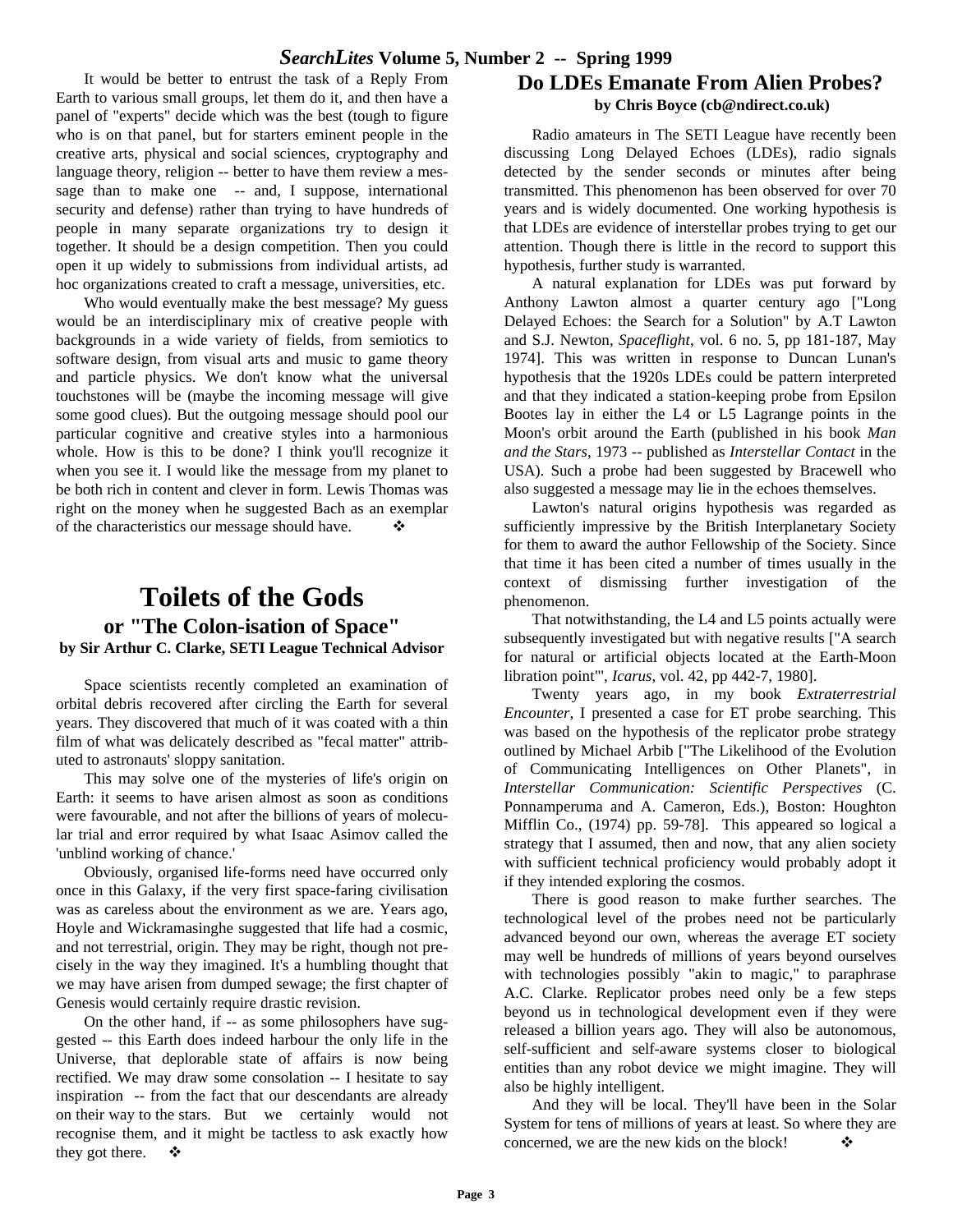It would be better to entrust the task of a Reply From Earth to various small groups, let them do it, and then have a panel of "experts" decide which was the best (tough to figure who is on that panel, but for starters eminent people in the creative arts, physical and social sciences, cryptography and language theory, religion -- better to have them review a message than to make one -- and, I suppose, international security and defense) rather than trying to have hundreds of people in many separate organizations try to design it together. It should be a design competition. Then you could open it up widely to submissions from individual artists, ad hoc organizations created to craft a message, universities, etc.

Who would eventually make the best message? My guess would be an interdisciplinary mix of creative people with backgrounds in a wide variety of fields, from semiotics to software design, from visual arts and music to game theory and particle physics. We don't know what the universal touchstones will be (maybe the incoming message will give some good clues). But the outgoing message should pool our particular cognitive and creative styles into a harmonious whole. How is this to be done? I think you'll recognize it when you see it. I would like the message from my planet to be both rich in content and clever in form. Lewis Thomas was right on the money when he suggested Bach as an exemplar of the characteristics our message should have. ❖

# Toilets of the Gods

## or "The Colon-isation of Space"

**by Sir Arthur C. Clarke, SETI League Technical Advisor**

Space scientists recently completed an examination of orbital debris recovered after circling the Earth for several years. They discovered that much of it was coated with a thin film of what was delicately described as "fecal matter" attributed to astronauts' sloppy sanitation.

This may solve one of the mysteries of life's origin on Earth: it seems to have arisen almost as soon as conditions were favourable, and not after the billions of years of molecular trial and error required by what Isaac Asimov called the 'unblind working of chance.'

Obviously, organised life-forms need have occurred only once in this Galaxy, if the very first space-faring civilisation was as careless about the environment as we are. Years ago, Hoyle and Wickramasinghe suggested that life had a cosmic, and not terrestrial, origin. They may be right, though not precisely in the way they imagined. It's a humbling thought that we may have arisen from dumped sewage; the first chapter of Genesis would certainly require drastic revision.

On the other hand, if -- as some philosophers have suggested -- this Earth does indeed harbour the only life in the Universe, that deplorable state of affairs is now being rectified. We may draw some consolation -- I hesitate to say inspiration -- from the fact that our descendants are already on their way to the stars. But we certainly would not recognise them, and it might be tactless to ask exactly how they got there. ❖

# Do LDEs Emanate From Alien Probes?

**by Chris Boyce (cb@ndirect.co.uk)**

Radio amateurs in The SETI League have recently been discussing Long Delayed Echoes (LDEs), radio signals detected by the sender seconds or minutes after being transmitted. This phenomenon has been observed for over 70 years and is widely documented. One working hypothesis is that LDEs are evidence of interstellar probes trying to get our attention. Though there is little in the record to support this hypothesis, further study is warranted.

A natural explanation for LDEs was put forward by Anthony Lawton almost a quarter century ago ["Long Delayed Echoes: the Search for a Solution" by A.T Lawton and S.J. Newton, *Spaceflight*, vol. 6 no. 5, pp 181-187, May 1974]. This was written in response to Duncan Lunan's hypothesis that the 1920s LDEs could be pattern interpreted and that they indicated a station-keeping probe from Epsilon Bootes lay in either the L4 or L5 Lagrange points in the Moon's orbit around the Earth (published in his book *Man and the Stars*, 1973 -- published as *Interstellar Contact* in the USA). Such a probe had been suggested by Bracewell who also suggested a message may lie in the echoes themselves.

Lawton's natural origins hypothesis was regarded as sufficiently impressive by the British Interplanetary Society for them to award the author Fellowship of the Society. Since that time it has been cited a number of times usually in the context of dismissing further investigation of the phenomenon.

That notwithstanding, the L4 and L5 points actually were subsequently investigated but with negative results ["A search for natural or artificial objects located at the Earth-Moon libration point'", *Icarus*, vol. 42, pp 442-7, 1980].

Twenty years ago, in my book *Extraterrestrial Encounter*, I presented a case for ET probe searching. This was based on the hypothesis of the replicator probe strategy outlined by Michael Arbib ["The Likelihood of the Evolution of Communicating Intelligences on Other Planets", in *Interstellar Communication: Scientific Perspectives* (C. Ponnamperuma and A. Cameron, Eds.), Boston: Houghton Mifflin Co., (1974) pp. 59-78]. This appeared so logical a strategy that I assumed, then and now, that any alien society with sufficient technical proficiency would probably adopt it if they intended exploring the cosmos.

There is good reason to make further searches. The technological level of the probes need not be particularly advanced beyond our own, whereas the average ET society may well be hundreds of millions of years beyond ourselves with technologies possibly "akin to magic," to paraphrase A.C. Clarke. Replicator probes need only be a few steps beyond us in technological development even if they were released a billion years ago. They will also be autonomous, self-sufficient and self-aware systems closer to biological entities than any robot device we might imagine. They will also be highly intelligent.

And they will be local. They'll have been in the Solar System for tens of millions of years at least. So where they are concerned, we are the new kids on the block! ❖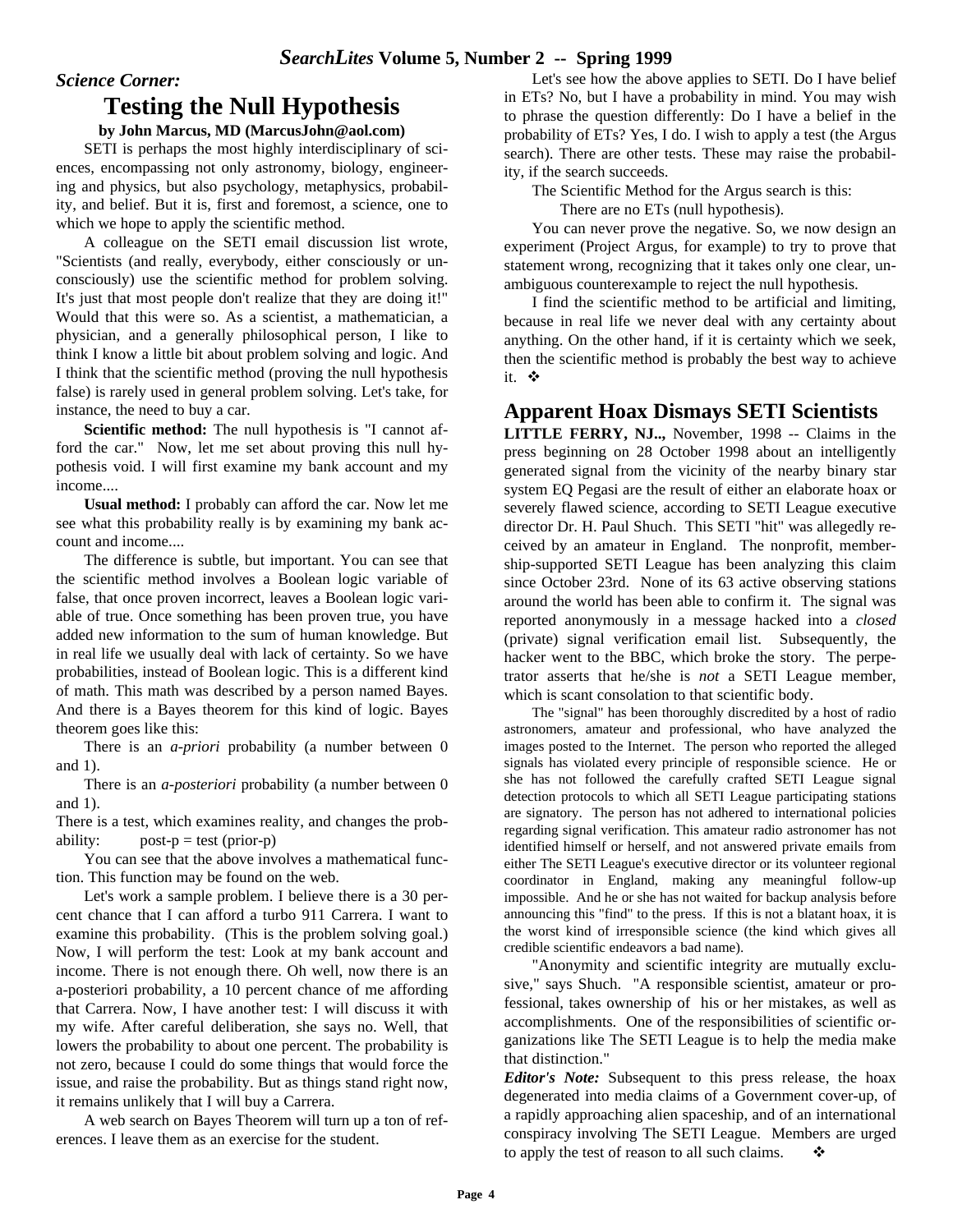*Science Corner:*

# Testing the Null Hypothesis

**by John Marcus, MD (MarcusJohn@aol.com)**

SETI is perhaps the most highly interdisciplinary of sciences, encompassing not only astronomy, biology, engineering and physics, but also psychology, metaphysics, probability, and belief. But it is, first and foremost, a science, one to which we hope to apply the scientific method.

A colleague on the SETI email discussion list wrote, "Scientists (and really, everybody, either consciously or unconsciously) use the scientific method for problem solving. It's just that most people don't realize that they are doing it!" Would that this were so. As a scientist, a mathematician, a physician, and a generally philosophical person, I like to think I know a little bit about problem solving and logic. And I think that the scientific method (proving the null hypothesis false) is rarely used in general problem solving. Let's take, for instance, the need to buy a car.

**Scientific method:** The null hypothesis is "I cannot afford the car." Now, let me set about proving this null hypothesis void. I will first examine my bank account and my income....

**Usual method:** I probably can afford the car. Now let me see what this probability really is by examining my bank account and income....

The difference is subtle, but important. You can see that the scientific method involves a Boolean logic variable of false, that once proven incorrect, leaves a Boolean logic variable of true. Once something has been proven true, you have added new information to the sum of human knowledge. But in real life we usually deal with lack of certainty. So we have probabilities, instead of Boolean logic. This is a different kind of math. This math was described by a person named Bayes. And there is a Bayes theorem for this kind of logic. Bayes theorem goes like this:

There is an *a-priori* probability (a number between 0 and 1).

There is an *a-posteriori* probability (a number between 0 and 1).

There is a test, which examines reality, and changes the probability: post-p = test (prior-p)

You can see that the above involves a mathematical function. This function may be found on the web.

Let's work a sample problem. I believe there is a 30 percent chance that I can afford a turbo 911 Carrera. I want to examine this probability. (This is the problem solving goal.) Now, I will perform the test: Look at my bank account and income. There is not enough there. Oh well, now there is an a-posteriori probability, a 10 percent chance of me affording that Carrera. Now, I have another test: I will discuss it with my wife. After careful deliberation, she says no. Well, that lowers the probability to about one percent. The probability is not zero, because I could do some things that would force the issue, and raise the probability. But as things stand right now, it remains unlikely that I will buy a Carrera.

A web search on Bayes Theorem will turn up a ton of references. I leave them as an exercise for the student.

Let's see how the above applies to SETI. Do I have belief in ETs? No, but I have a probability in mind. You may wish to phrase the question differently: Do I have a belief in the probability of ETs? Yes, I do. I wish to apply a test (the Argus search). There are other tests. These may raise the probability, if the search succeeds.

The Scientific Method for the Argus search is this:

There are no ETs (null hypothesis).

You can never prove the negative. So, we now design an experiment (Project Argus, for example) to try to prove that statement wrong, recognizing that it takes only one clear, unambiguous counterexample to reject the null hypothesis.

I find the scientific method to be artificial and limiting, because in real life we never deal with any certainty about anything. On the other hand, if it is certainty which we seek, then the scientific method is probably the best way to achieve it. ❖

## Apparent Hoax Dismays SETI Scientists

**LITTLE FERRY, NJ..,** November, 1998 -- Claims in the press beginning on 28 October 1998 about an intelligently generated signal from the vicinity of the nearby binary star system EQ Pegasi are the result of either an elaborate hoax or severely flawed science, according to SETI League executive director Dr. H. Paul Shuch. This SETI "hit" was allegedly received by an amateur in England. The nonprofit, membership-supported SETI League has been analyzing this claim since October 23rd. None of its 63 active observing stations around the world has been able to confirm it. The signal was reported anonymously in a message hacked into a *closed* (private) signal verification email list. Subsequently, the hacker went to the BBC, which broke the story. The perpetrator asserts that he/she is *not* a SETI League member, which is scant consolation to that scientific body.

The "signal" has been thoroughly discredited by a host of radio astronomers, amateur and professional, who have analyzed the images posted to the Internet. The person who reported the alleged signals has violated every principle of responsible science. He or she has not followed the carefully crafted SETI League signal detection protocols to which all SETI League participating stations are signatory. The person has not adhered to international policies regarding signal verification. This amateur radio astronomer has not identified himself or herself, and not answered private emails from either The SETI League's executive director or its volunteer regional coordinator in England, making any meaningful follow-up impossible. And he or she has not waited for backup analysis before announcing this "find" to the press. If this is not a blatant hoax, it is the worst kind of irresponsible science (the kind which gives all credible scientific endeavors a bad name).

"Anonymity and scientific integrity are mutually exclusive," says Shuch. "A responsible scientist, amateur or professional, takes ownership of his or her mistakes, as well as accomplishments. One of the responsibilities of scientific organizations like The SETI League is to help the media make that distinction."

***Editor's Note:*** Subsequent to this press release, the hoax degenerated into media claims of a Government cover-up, of a rapidly approaching alien spaceship, and of an international conspiracy involving The SETI League. Members are urged to apply the test of reason to all such claims. ❖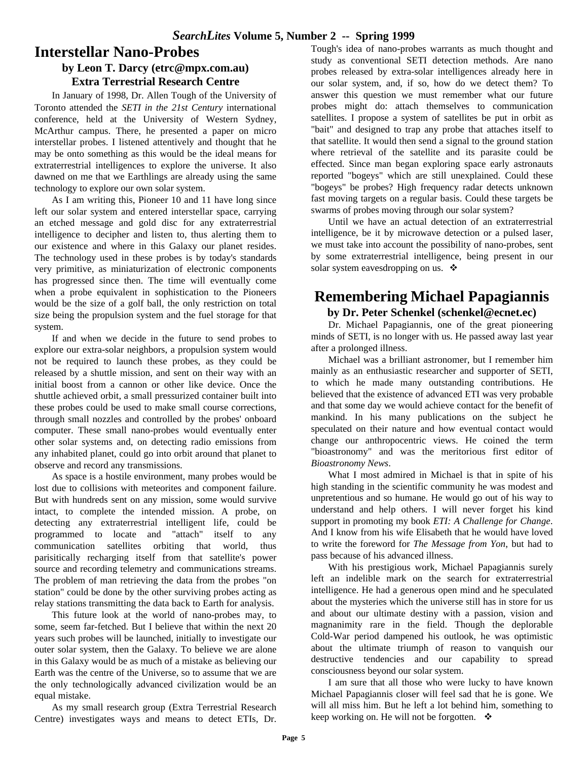# Interstellar Nano-Probes

### by Leon T. Darcy (etrc@mpx.com.au)
### Extra Terrestrial Research Centre

In January of 1998, Dr. Allen Tough of the University of Toronto attended the *SETI in the 21st Century* international conference, held at the University of Western Sydney, McArthur campus. There, he presented a paper on micro interstellar probes. I listened attentively and thought that he may be onto something as this would be the ideal means for extraterrestrial intelligences to explore the universe. It also dawned on me that we Earthlings are already using the same technology to explore our own solar system.

As I am writing this, Pioneer 10 and 11 have long since left our solar system and entered interstellar space, carrying an etched message and gold disc for any extraterrestrial intelligence to decipher and listen to, thus alerting them to our existence and where in this Galaxy our planet resides. The technology used in these probes is by today's standards very primitive, as miniaturization of electronic components has progressed since then. The time will eventually come when a probe equivalent in sophistication to the Pioneers would be the size of a golf ball, the only restriction on total size being the propulsion system and the fuel storage for that system.

If and when we decide in the future to send probes to explore our extra-solar neighbors, a propulsion system would not be required to launch these probes, as they could be released by a shuttle mission, and sent on their way with an initial boost from a cannon or other like device. Once the shuttle achieved orbit, a small pressurized container built into these probes could be used to make small course corrections, through small nozzles and controlled by the probes' onboard computer. These small nano-probes would eventually enter other solar systems and, on detecting radio emissions from any inhabited planet, could go into orbit around that planet to observe and record any transmissions.

As space is a hostile environment, many probes would be lost due to collisions with meteorites and component failure. But with hundreds sent on any mission, some would survive intact, to complete the intended mission. A probe, on detecting any extraterrestrial intelligent life, could be programmed to locate and "attach" itself to any communication satellites orbiting that world, thus parisitically recharging itself from that satellite's power source and recording telemetry and communications streams. The problem of man retrieving the data from the probes "on station" could be done by the other surviving probes acting as relay stations transmitting the data back to Earth for analysis.

This future look at the world of nano-probes may, to some, seem far-fetched. But I believe that within the next 20 years such probes will be launched, initially to investigate our outer solar system, then the Galaxy. To believe we are alone in this Galaxy would be as much of a mistake as believing our Earth was the centre of the Universe, so to assume that we are the only technologically advanced civilization would be an equal mistake.

As my small research group (Extra Terrestrial Research Centre) investigates ways and means to detect ETIs, Dr. Tough's idea of nano-probes warrants as much thought and study as conventional SETI detection methods. Are nano probes released by extra-solar intelligences already here in our solar system, and, if so, how do we detect them? To answer this question we must remember what our future probes might do: attach themselves to communication satellites. I propose a system of satellites be put in orbit as "bait" and designed to trap any probe that attaches itself to that satellite. It would then send a signal to the ground station where retrieval of the satellite and its parasite could be effected. Since man began exploring space early astronauts reported "bogeys" which are still unexplained. Could these "bogeys" be probes? High frequency radar detects unknown fast moving targets on a regular basis. Could these targets be swarms of probes moving through our solar system?

Until we have an actual detection of an extraterrestrial intelligence, be it by microwave detection or a pulsed laser, we must take into account the possibility of nano-probes, sent by some extraterrestrial intelligence, being present in our solar system eavesdropping on us. ❖

# Remembering Michael Papagiannis

### by Dr. Peter Schenkel (schenkel@ecnet.ec)

Dr. Michael Papagiannis, one of the great pioneering minds of SETI, is no longer with us. He passed away last year after a prolonged illness.

Michael was a brilliant astronomer, but I remember him mainly as an enthusiastic researcher and supporter of SETI, to which he made many outstanding contributions. He believed that the existence of advanced ETI was very probable and that some day we would achieve contact for the benefit of mankind. In his many publications on the subject he speculated on their nature and how eventual contact would change our anthropocentric views. He coined the term "bioastronomy" and was the meritorious first editor of *Bioastronomy News*.

What I most admired in Michael is that in spite of his high standing in the scientific community he was modest and unpretentious and so humane. He would go out of his way to understand and help others. I will never forget his kind support in promoting my book *ETI: A Challenge for Change*. And I know from his wife Elisabeth that he would have loved to write the foreword for *The Message from Yon*, but had to pass because of his advanced illness.

With his prestigious work, Michael Papagiannis surely left an indelible mark on the search for extraterrestrial intelligence. He had a generous open mind and he speculated about the mysteries which the universe still has in store for us and about our ultimate destiny with a passion, vision and magnanimity rare in the field. Though the deplorable Cold-War period dampened his outlook, he was optimistic about the ultimate triumph of reason to vanquish our destructive tendencies and our capability to spread consciousness beyond our solar system.

I am sure that all those who were lucky to have known Michael Papagiannis closer will feel sad that he is gone. We will all miss him. But he left a lot behind him, something to keep working on. He will not be forgotten. ❖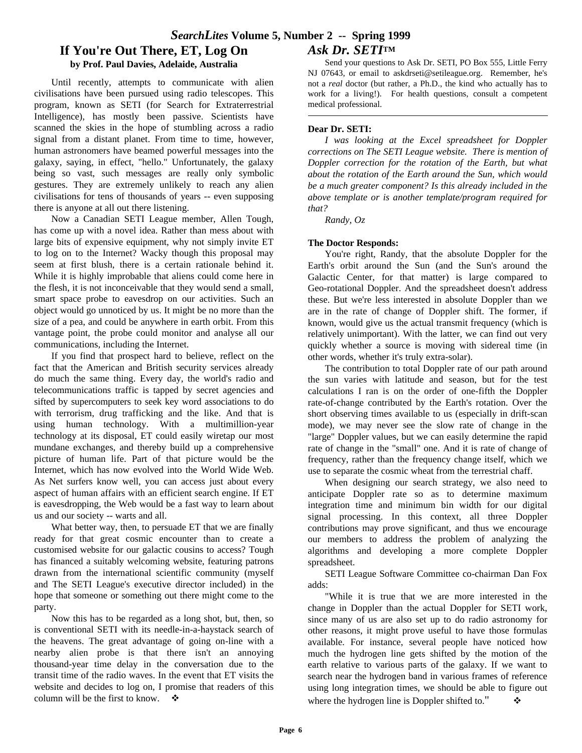## If You're Out There, ET, Log On

**by Prof. Paul Davies, Adelaide, Australia**

Until recently, attempts to communicate with alien civilisations have been pursued using radio telescopes. This program, known as SETI (for Search for Extraterrestrial Intelligence), has mostly been passive. Scientists have scanned the skies in the hope of stumbling across a radio signal from a distant planet. From time to time, however, human astronomers have beamed powerful messages into the galaxy, saying, in effect, "hello." Unfortunately, the galaxy being so vast, such messages are really only symbolic gestures. They are extremely unlikely to reach any alien civilisations for tens of thousands of years -- even supposing there is anyone at all out there listening.

Now a Canadian SETI League member, Allen Tough, has come up with a novel idea. Rather than mess about with large bits of expensive equipment, why not simply invite ET to log on to the Internet? Wacky though this proposal may seem at first blush, there is a certain rationale behind it. While it is highly improbable that aliens could come here in the flesh, it is not inconceivable that they would send a small, smart space probe to eavesdrop on our activities. Such an object would go unnoticed by us. It might be no more than the size of a pea, and could be anywhere in earth orbit. From this vantage point, the probe could monitor and analyse all our communications, including the Internet.

If you find that prospect hard to believe, reflect on the fact that the American and British security services already do much the same thing. Every day, the world's radio and telecommunications traffic is tapped by secret agencies and sifted by supercomputers to seek key word associations to do with terrorism, drug trafficking and the like. And that is using human technology. With a multimillion-year technology at its disposal, ET could easily wiretap our most mundane exchanges, and thereby build up a comprehensive picture of human life. Part of that picture would be the Internet, which has now evolved into the World Wide Web. As Net surfers know well, you can access just about every aspect of human affairs with an efficient search engine. If ET is eavesdropping, the Web would be a fast way to learn about us and our society -- warts and all.

What better way, then, to persuade ET that we are finally ready for that great cosmic encounter than to create a customised website for our galactic cousins to access? Tough has financed a suitably welcoming website, featuring patrons drawn from the international scientific community (myself and The SETI League's executive director included) in the hope that someone or something out there might come to the party.

Now this has to be regarded as a long shot, but, then, so is conventional SETI with its needle-in-a-haystack search of the heavens. The great advantage of going on-line with a nearby alien probe is that there isn't an annoying thousand-year time delay in the conversation due to the transit time of the radio waves. In the event that ET visits the website and decides to log on, I promise that readers of this column will be the first to know. ❖

## *Ask Dr. SETI™*

Send your questions to Ask Dr. SETI, PO Box 555, Little Ferry NJ 07643, or email to askdrseti@setileague.org. Remember, he's not a *real* doctor (but rather, a Ph.D., the kind who actually has to work for a living!). For health questions, consult a competent medical professional.

---

**Dear Dr. SETI:**

*I was looking at the Excel spreadsheet for Doppler corrections on The SETI League website. There is mention of Doppler correction for the rotation of the Earth, but what about the rotation of the Earth around the Sun, which would be a much greater component? Is this already included in the above template or is another template/program required for that?*

*Randy, Oz*

**The Doctor Responds:**

You're right, Randy, that the absolute Doppler for the Earth's orbit around the Sun (and the Sun's around the Galactic Center, for that matter) is large compared to Geo-rotational Doppler. And the spreadsheet doesn't address these. But we're less interested in absolute Doppler than we are in the rate of change of Doppler shift. The former, if known, would give us the actual transmit frequency (which is relatively unimportant). With the latter, we can find out very quickly whether a source is moving with sidereal time (in other words, whether it's truly extra-solar).

The contribution to total Doppler rate of our path around the sun varies with latitude and season, but for the test calculations I ran is on the order of one-fifth the Doppler rate-of-change contributed by the Earth's rotation. Over the short observing times available to us (especially in drift-scan mode), we may never see the slow rate of change in the "large" Doppler values, but we can easily determine the rapid rate of change in the "small" one. And it is rate of change of frequency, rather than the frequency change itself, which we use to separate the cosmic wheat from the terrestrial chaff.

When designing our search strategy, we also need to anticipate Doppler rate so as to determine maximum integration time and minimum bin width for our digital signal processing. In this context, all three Doppler contributions may prove significant, and thus we encourage our members to address the problem of analyzing the algorithms and developing a more complete Doppler spreadsheet.

SETI League Software Committee co-chairman Dan Fox adds:

"While it is true that we are more interested in the change in Doppler than the actual Doppler for SETI work, since many of us are also set up to do radio astronomy for other reasons, it might prove useful to have those formulas available. For instance, several people have noticed how much the hydrogen line gets shifted by the motion of the earth relative to various parts of the galaxy. If we want to search near the hydrogen band in various frames of reference using long integration times, we should be able to figure out where the hydrogen line is Doppler shifted to." ❖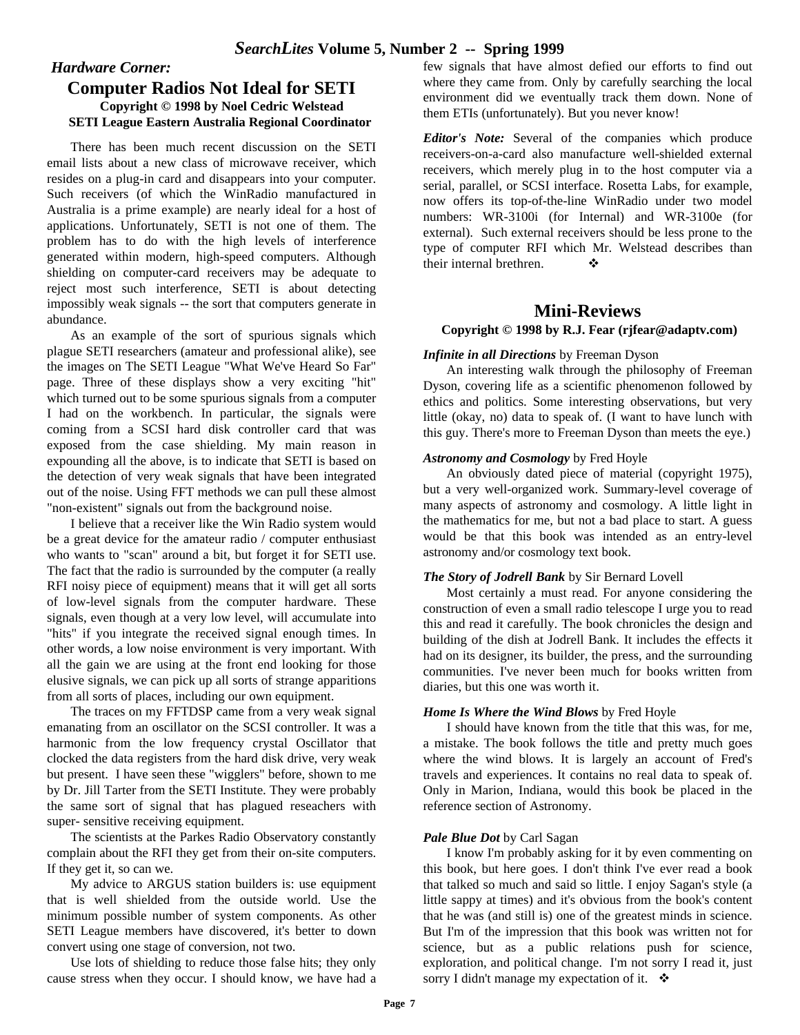*Hardware Corner:*

## Computer Radios Not Ideal for SETI

**Copyright © 1998 by Noel Cedric Welstead**
**SETI League Eastern Australia Regional Coordinator**

There has been much recent discussion on the SETI email lists about a new class of microwave receiver, which resides on a plug-in card and disappears into your computer. Such receivers (of which the WinRadio manufactured in Australia is a prime example) are nearly ideal for a host of applications. Unfortunately, SETI is not one of them. The problem has to do with the high levels of interference generated within modern, high-speed computers. Although shielding on computer-card receivers may be adequate to reject most such interference, SETI is about detecting impossibly weak signals -- the sort that computers generate in abundance.

As an example of the sort of spurious signals which plague SETI researchers (amateur and professional alike), see the images on The SETI League "What We've Heard So Far" page. Three of these displays show a very exciting "hit" which turned out to be some spurious signals from a computer I had on the workbench. In particular, the signals were coming from a SCSI hard disk controller card that was exposed from the case shielding. My main reason in expounding all the above, is to indicate that SETI is based on the detection of very weak signals that have been integrated out of the noise. Using FFT methods we can pull these almost "non-existent" signals out from the background noise.

I believe that a receiver like the Win Radio system would be a great device for the amateur radio / computer enthusiast who wants to "scan" around a bit, but forget it for SETI use. The fact that the radio is surrounded by the computer (a really RFI noisy piece of equipment) means that it will get all sorts of low-level signals from the computer hardware. These signals, even though at a very low level, will accumulate into "hits" if you integrate the received signal enough times. In other words, a low noise environment is very important. With all the gain we are using at the front end looking for those elusive signals, we can pick up all sorts of strange apparitions from all sorts of places, including our own equipment.

The traces on my FFTDSP came from a very weak signal emanating from an oscillator on the SCSI controller. It was a harmonic from the low frequency crystal Oscillator that clocked the data registers from the hard disk drive, very weak but present. I have seen these "wigglers" before, shown to me by Dr. Jill Tarter from the SETI Institute. They were probably the same sort of signal that has plagued reseachers with super- sensitive receiving equipment.

The scientists at the Parkes Radio Observatory constantly complain about the RFI they get from their on-site computers. If they get it, so can we.

My advice to ARGUS station builders is: use equipment that is well shielded from the outside world. Use the minimum possible number of system components. As other SETI League members have discovered, it's better to down convert using one stage of conversion, not two.

Use lots of shielding to reduce those false hits; they only cause stress when they occur. I should know, we have had a few signals that have almost defied our efforts to find out where they came from. Only by carefully searching the local environment did we eventually track them down. None of them ETIs (unfortunately). But you never know!

***Editor's Note:*** Several of the companies which produce receivers-on-a-card also manufacture well-shielded external receivers, which merely plug in to the host computer via a serial, parallel, or SCSI interface. Rosetta Labs, for example, now offers its top-of-the-line WinRadio under two model numbers: WR-3100i (for Internal) and WR-3100e (for external). Such external receivers should be less prone to the type of computer RFI which Mr. Welstead describes than their internal brethren. ❖

## Mini-Reviews

**Copyright © 1998 by R.J. Fear (rjfear@adaptv.com)**

***Infinite in all Directions*** by Freeman Dyson

An interesting walk through the philosophy of Freeman Dyson, covering life as a scientific phenomenon followed by ethics and politics. Some interesting observations, but very little (okay, no) data to speak of. (I want to have lunch with this guy. There's more to Freeman Dyson than meets the eye.)

***Astronomy and Cosmology*** by Fred Hoyle

An obviously dated piece of material (copyright 1975), but a very well-organized work. Summary-level coverage of many aspects of astronomy and cosmology. A little light in the mathematics for me, but not a bad place to start. A guess would be that this book was intended as an entry-level astronomy and/or cosmology text book.

***The Story of Jodrell Bank*** by Sir Bernard Lovell

Most certainly a must read. For anyone considering the construction of even a small radio telescope I urge you to read this and read it carefully. The book chronicles the design and building of the dish at Jodrell Bank. It includes the effects it had on its designer, its builder, the press, and the surrounding communities. I've never been much for books written from diaries, but this one was worth it.

***Home Is Where the Wind Blows*** by Fred Hoyle

I should have known from the title that this was, for me, a mistake. The book follows the title and pretty much goes where the wind blows. It is largely an account of Fred's travels and experiences. It contains no real data to speak of. Only in Marion, Indiana, would this book be placed in the reference section of Astronomy.

***Pale Blue Dot*** by Carl Sagan

I know I'm probably asking for it by even commenting on this book, but here goes. I don't think I've ever read a book that talked so much and said so little. I enjoy Sagan's style (a little sappy at times) and it's obvious from the book's content that he was (and still is) one of the greatest minds in science. But I'm of the impression that this book was written not for science, but as a public relations push for science, exploration, and political change. I'm not sorry I read it, just sorry I didn't manage my expectation of it. ❖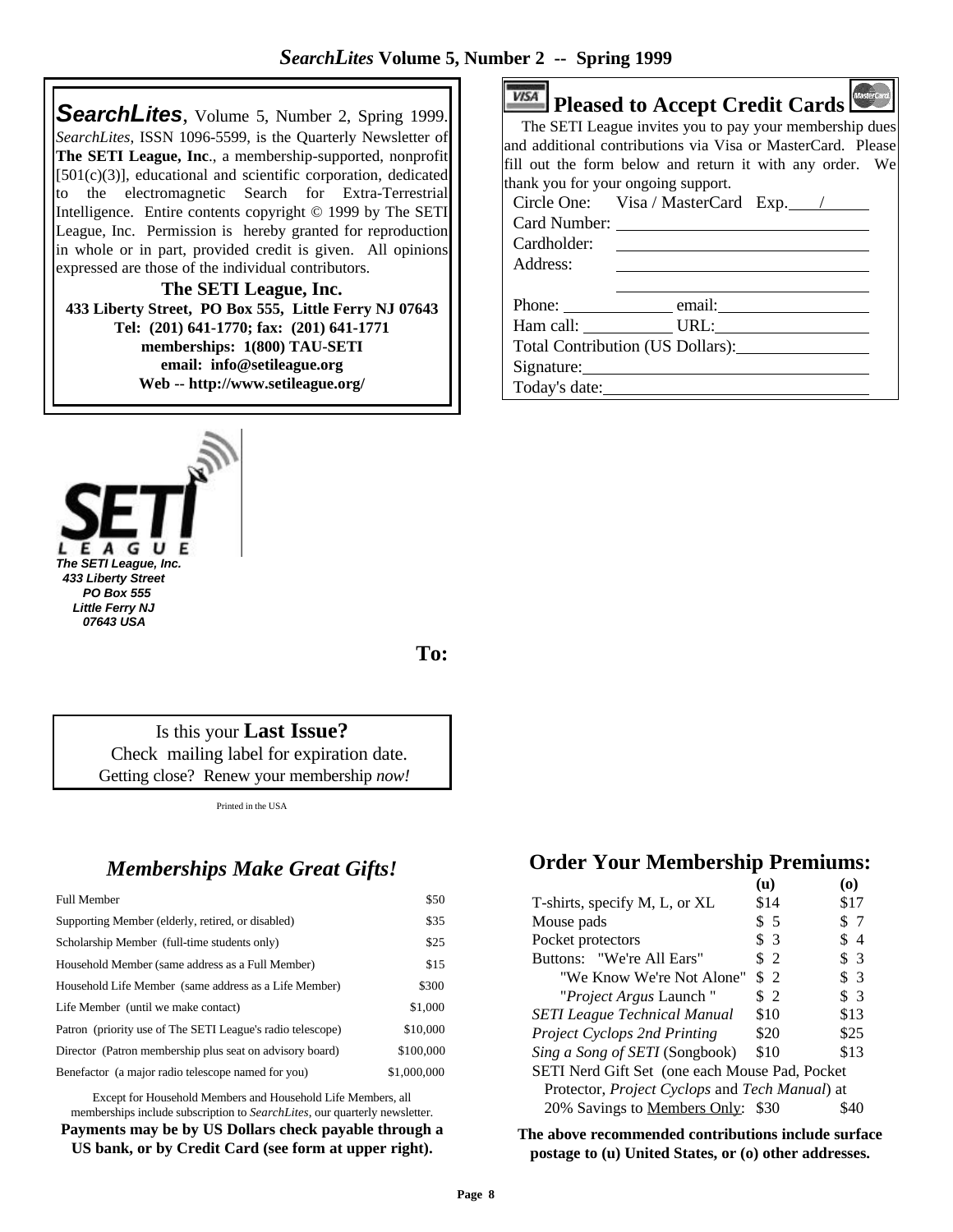**SearchLites**, Volume 5, Number 2, Spring 1999. *SearchLites*, ISSN 1096-5599, is the Quarterly Newsletter of **The SETI League, Inc**., a membership-supported, nonprofit [501(c)(3)], educational and scientific corporation, dedicated to the electromagnetic Search for Extra-Terrestrial Intelligence. Entire contents copyright © 1999 by The SETI League, Inc. Permission is hereby granted for reproduction in whole or in part, provided credit is given. All opinions expressed are those of the individual contributors.

**The SETI League, Inc.**
**433 Liberty Street, PO Box 555, Little Ferry NJ 07643**
**Tel: (201) 641-1770; fax: (201) 641-1771**
**memberships: 1(800) TAU-SETI**
**email: info@setileague.org**
**Web -- http://www.setileague.org/**

## Pleased to Accept Credit Cards

The SETI League invites you to pay your membership dues and additional contributions via Visa or MasterCard. Please fill out the form below and return it with any order. We thank you for your ongoing support.

Circle One: Visa / MasterCard Exp. ___/___

Card Number: ____________________

Cardholder: ____________________

Address: ____________________

____________________

Phone: __________ email: ____________

Ham call: __________ URL: ____________

Total Contribution (US Dollars): __________

Signature: ____________________

Today's date: ____________________

SETI LEAGUE

*The SETI League, Inc.*
*433 Liberty Street*
*PO Box 555*
*Little Ferry NJ*
*07643 USA*

**To:**

Is this your **Last Issue?**
Check mailing label for expiration date.
Getting close? Renew your membership *now!*

Printed in the USA

## *Memberships Make Great Gifts!*

| | |
|---|---|
| Full Member | $50 |
| Supporting Member (elderly, retired, or disabled) | $35 |
| Scholarship Member (full-time students only) | $25 |
| Household Member (same address as a Full Member) | $15 |
| Household Life Member (same address as a Life Member) | $300 |
| Life Member (until we make contact) | $1,000 |
| Patron (priority use of The SETI League's radio telescope) | $10,000 |
| Director (Patron membership plus seat on advisory board) | $100,000 |
| Benefactor (a major radio telescope named for you) | $1,000,000 |

Except for Household Members and Household Life Members, all memberships include subscription to *SearchLites*, our quarterly newsletter.

**Payments may be by US Dollars check payable through a US bank, or by Credit Card (see form at upper right).**

## Order Your Membership Premiums:

| | (u) | (o) |
|---|---|---|
| T-shirts, specify M, L, or XL | $14 | $17 |
| Mouse pads | $ 5 | $ 7 |
| Pocket protectors | $ 3 | $ 4 |
| Buttons: "We're All Ears" | $ 2 | $ 3 |
| "We Know We're Not Alone" | $ 2 | $ 3 |
| "*Project Argus* Launch " | $ 2 | $ 3 |
| *SETI League Technical Manual* | $10 | $13 |
| *Project Cyclops 2nd Printing* | $20 | $25 |
| *Sing a Song of SETI* (Songbook) | $10 | $13 |
| SETI Nerd Gift Set (one each Mouse Pad, Pocket Protector, *Project Cyclops* and *Tech Manual*) at 20% Savings to Members Only: | $30 | $40 |

**The above recommended contributions include surface postage to (u) United States, or (o) other addresses.**